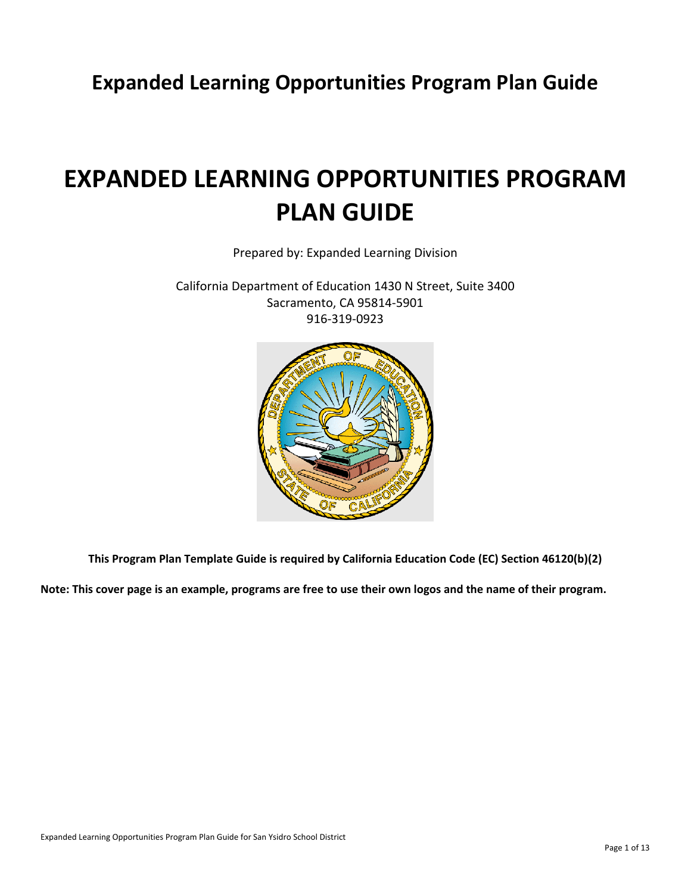# Expanded Learning Opportunities Program Plan Guide

# EXPANDED LEARNING OPPORTUNITIES PROGRAM PLAN GUIDE

Prepared by: Expanded Learning Division

California Department of Education 1430 N Street, Suite 3400
Sacramento, CA 95814-5901
916-319-0923

**This Program Plan Template Guide is required by California Education Code (EC) Section 46120(b)(2)**

**Note: This cover page is an example, programs are free to use their own logos and the name of their program.**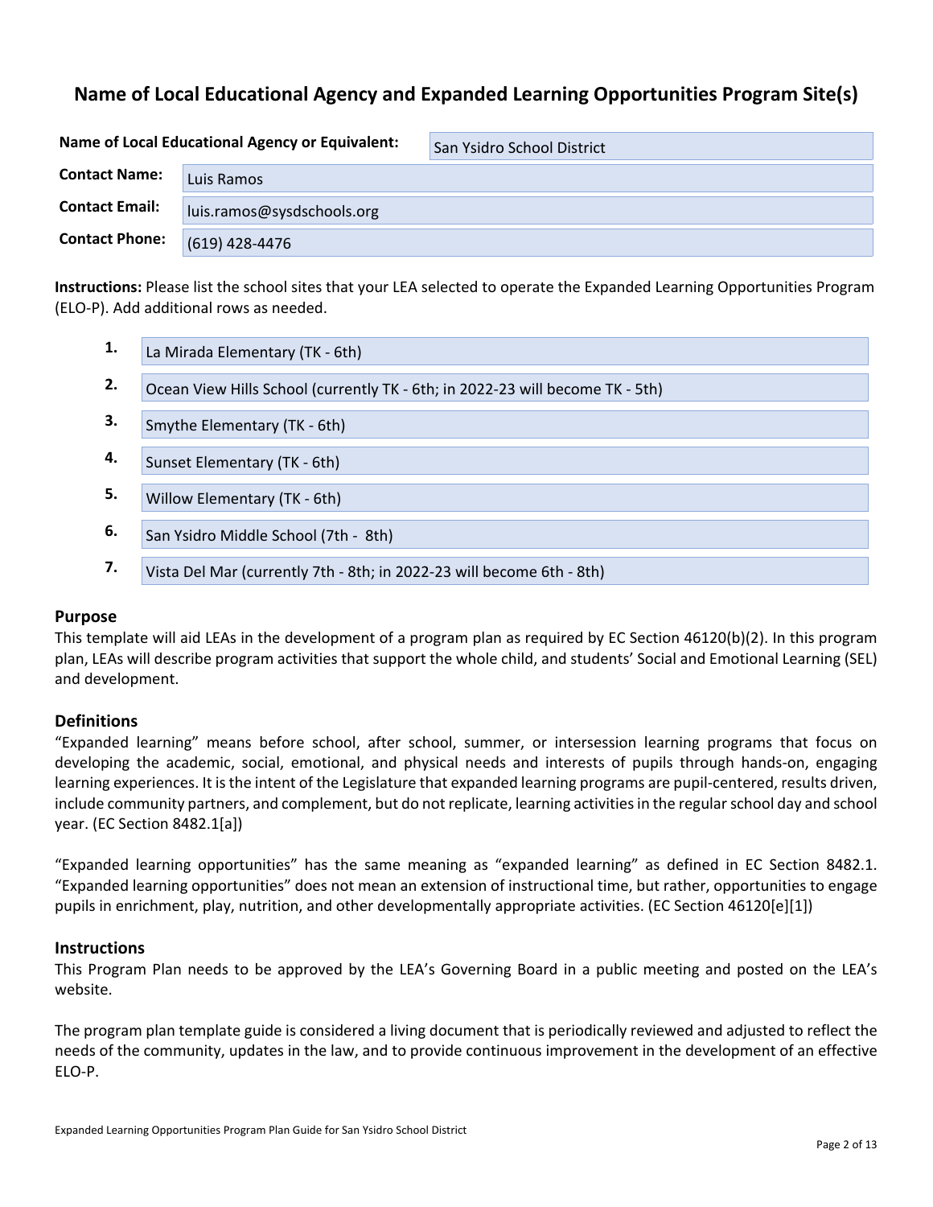# Name of Local Educational Agency and Expanded Learning Opportunities Program Site(s)

**Name of Local Educational Agency or Equivalent:** San Ysidro School District

**Contact Name:** Luis Ramos

**Contact Email:** luis.ramos@sysdschools.org

**Contact Phone:** (619) 428-4476

**Instructions:** Please list the school sites that your LEA selected to operate the Expanded Learning Opportunities Program (ELO-P). Add additional rows as needed.

1. La Mirada Elementary (TK - 6th)
2. Ocean View Hills School (currently TK - 6th; in 2022-23 will become TK - 5th)
3. Smythe Elementary (TK - 6th)
4. Sunset Elementary (TK - 6th)
5. Willow Elementary (TK - 6th)
6. San Ysidro Middle School (7th - 8th)
7. Vista Del Mar (currently 7th - 8th; in 2022-23 will become 6th - 8th)

## Purpose

This template will aid LEAs in the development of a program plan as required by EC Section 46120(b)(2). In this program plan, LEAs will describe program activities that support the whole child, and students' Social and Emotional Learning (SEL) and development.

## Definitions

"Expanded learning" means before school, after school, summer, or intersession learning programs that focus on developing the academic, social, emotional, and physical needs and interests of pupils through hands-on, engaging learning experiences. It is the intent of the Legislature that expanded learning programs are pupil-centered, results driven, include community partners, and complement, but do not replicate, learning activities in the regular school day and school year. (EC Section 8482.1[a])

"Expanded learning opportunities" has the same meaning as "expanded learning" as defined in EC Section 8482.1. "Expanded learning opportunities" does not mean an extension of instructional time, but rather, opportunities to engage pupils in enrichment, play, nutrition, and other developmentally appropriate activities. (EC Section 46120[e][1])

## Instructions

This Program Plan needs to be approved by the LEA's Governing Board in a public meeting and posted on the LEA's website.

The program plan template guide is considered a living document that is periodically reviewed and adjusted to reflect the needs of the community, updates in the law, and to provide continuous improvement in the development of an effective ELO-P.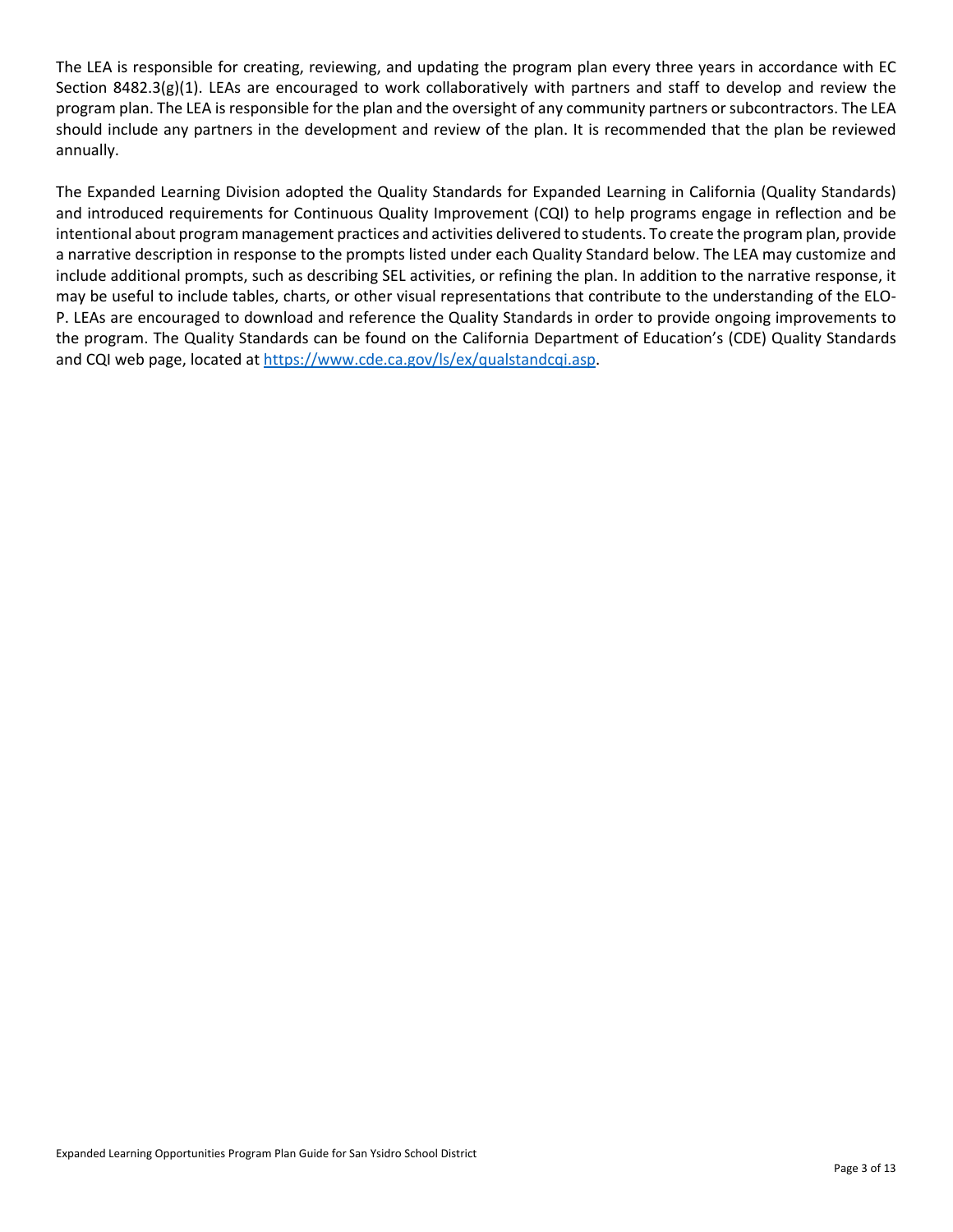The LEA is responsible for creating, reviewing, and updating the program plan every three years in accordance with EC Section 8482.3(g)(1). LEAs are encouraged to work collaboratively with partners and staff to develop and review the program plan. The LEA is responsible for the plan and the oversight of any community partners or subcontractors. The LEA should include any partners in the development and review of the plan. It is recommended that the plan be reviewed annually.

The Expanded Learning Division adopted the Quality Standards for Expanded Learning in California (Quality Standards) and introduced requirements for Continuous Quality Improvement (CQI) to help programs engage in reflection and be intentional about program management practices and activities delivered to students. To create the program plan, provide a narrative description in response to the prompts listed under each Quality Standard below. The LEA may customize and include additional prompts, such as describing SEL activities, or refining the plan. In addition to the narrative response, it may be useful to include tables, charts, or other visual representations that contribute to the understanding of the ELO-P. LEAs are encouraged to download and reference the Quality Standards in order to provide ongoing improvements to the program. The Quality Standards can be found on the California Department of Education's (CDE) Quality Standards and CQI web page, located at [https://www.cde.ca.gov/ls/ex/qualstandcqi.asp](https://www.cde.ca.gov/ls/ex/qualstandcqi.asp).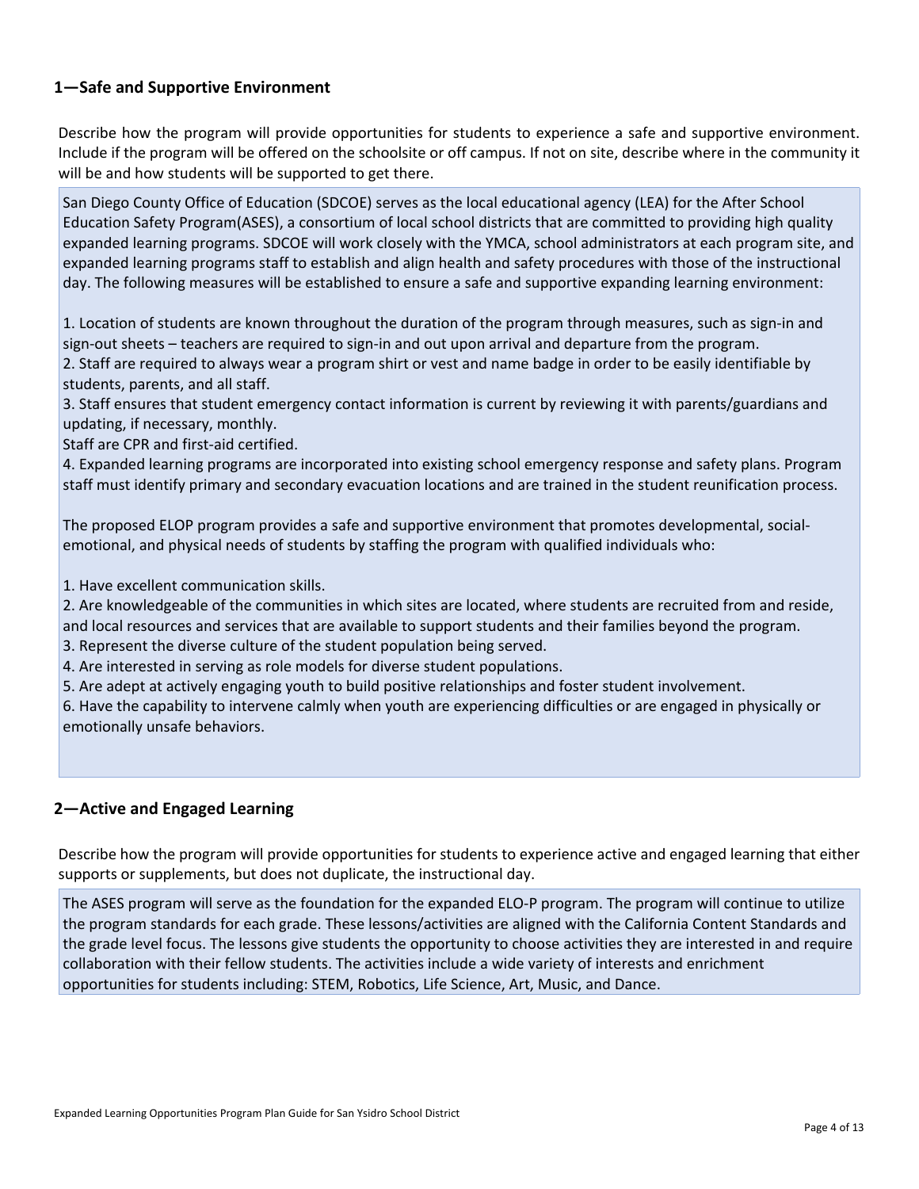## 1—Safe and Supportive Environment

Describe how the program will provide opportunities for students to experience a safe and supportive environment. Include if the program will be offered on the schoolsite or off campus. If not on site, describe where in the community it will be and how students will be supported to get there.

San Diego County Office of Education (SDCOE) serves as the local educational agency (LEA) for the After School Education Safety Program(ASES), a consortium of local school districts that are committed to providing high quality expanded learning programs. SDCOE will work closely with the YMCA, school administrators at each program site, and expanded learning programs staff to establish and align health and safety procedures with those of the instructional day. The following measures will be established to ensure a safe and supportive expanding learning environment:

1. Location of students are known throughout the duration of the program through measures, such as sign-in and sign-out sheets – teachers are required to sign-in and out upon arrival and departure from the program.
2. Staff are required to always wear a program shirt or vest and name badge in order to be easily identifiable by students, parents, and all staff.
3. Staff ensures that student emergency contact information is current by reviewing it with parents/guardians and updating, if necessary, monthly.
Staff are CPR and first-aid certified.
4. Expanded learning programs are incorporated into existing school emergency response and safety plans. Program staff must identify primary and secondary evacuation locations and are trained in the student reunification process.

The proposed ELOP program provides a safe and supportive environment that promotes developmental, social-emotional, and physical needs of students by staffing the program with qualified individuals who:

1. Have excellent communication skills.
2. Are knowledgeable of the communities in which sites are located, where students are recruited from and reside, and local resources and services that are available to support students and their families beyond the program.
3. Represent the diverse culture of the student population being served.
4. Are interested in serving as role models for diverse student populations.
5. Are adept at actively engaging youth to build positive relationships and foster student involvement.
6. Have the capability to intervene calmly when youth are experiencing difficulties or are engaged in physically or emotionally unsafe behaviors.

## 2—Active and Engaged Learning

Describe how the program will provide opportunities for students to experience active and engaged learning that either supports or supplements, but does not duplicate, the instructional day.

The ASES program will serve as the foundation for the expanded ELO-P program. The program will continue to utilize the program standards for each grade. These lessons/activities are aligned with the California Content Standards and the grade level focus. The lessons give students the opportunity to choose activities they are interested in and require collaboration with their fellow students. The activities include a wide variety of interests and enrichment opportunities for students including: STEM, Robotics, Life Science, Art, Music, and Dance.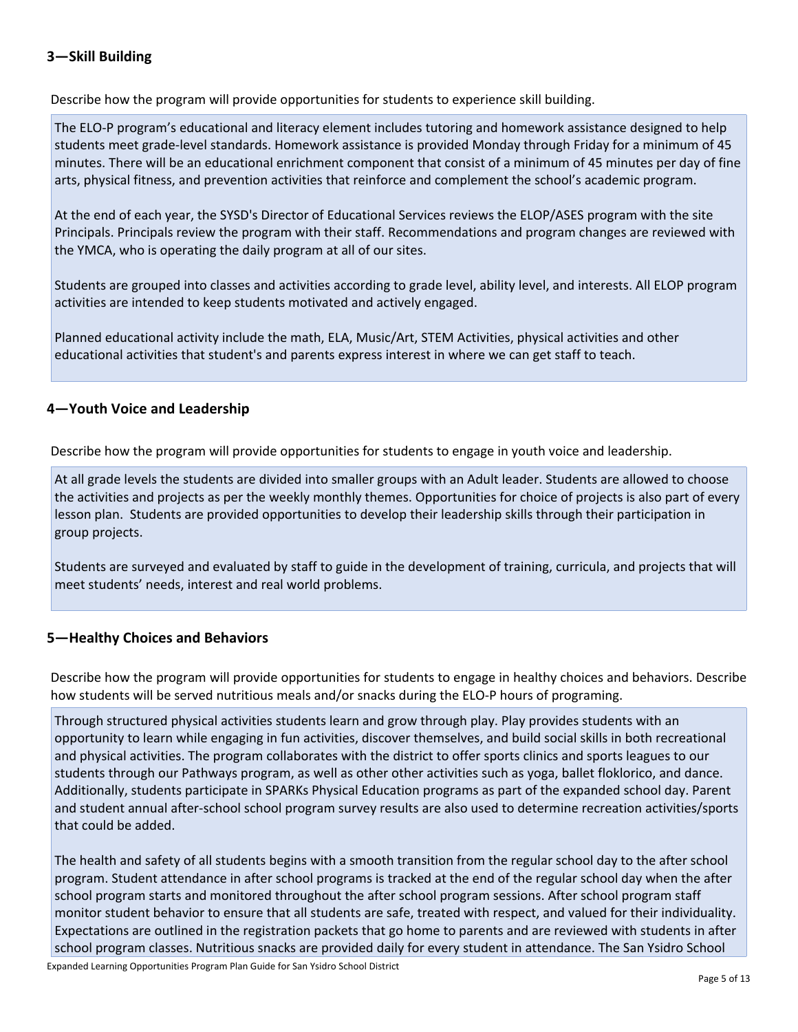## 3—Skill Building

Describe how the program will provide opportunities for students to experience skill building.

The ELO-P program's educational and literacy element includes tutoring and homework assistance designed to help students meet grade-level standards. Homework assistance is provided Monday through Friday for a minimum of 45 minutes. There will be an educational enrichment component that consist of a minimum of 45 minutes per day of fine arts, physical fitness, and prevention activities that reinforce and complement the school's academic program.

At the end of each year, the SYSD's Director of Educational Services reviews the ELOP/ASES program with the site Principals. Principals review the program with their staff. Recommendations and program changes are reviewed with the YMCA, who is operating the daily program at all of our sites.

Students are grouped into classes and activities according to grade level, ability level, and interests. All ELOP program activities are intended to keep students motivated and actively engaged.

Planned educational activity include the math, ELA, Music/Art, STEM Activities, physical activities and other educational activities that student's and parents express interest in where we can get staff to teach.

## 4—Youth Voice and Leadership

Describe how the program will provide opportunities for students to engage in youth voice and leadership.

At all grade levels the students are divided into smaller groups with an Adult leader. Students are allowed to choose the activities and projects as per the weekly monthly themes. Opportunities for choice of projects is also part of every lesson plan. Students are provided opportunities to develop their leadership skills through their participation in group projects.

Students are surveyed and evaluated by staff to guide in the development of training, curricula, and projects that will meet students' needs, interest and real world problems.

## 5—Healthy Choices and Behaviors

Describe how the program will provide opportunities for students to engage in healthy choices and behaviors. Describe how students will be served nutritious meals and/or snacks during the ELO-P hours of programing.

Through structured physical activities students learn and grow through play. Play provides students with an opportunity to learn while engaging in fun activities, discover themselves, and build social skills in both recreational and physical activities. The program collaborates with the district to offer sports clinics and sports leagues to our students through our Pathways program, as well as other other activities such as yoga, ballet floklorico, and dance. Additionally, students participate in SPARKs Physical Education programs as part of the expanded school day. Parent and student annual after-school school program survey results are also used to determine recreation activities/sports that could be added.

The health and safety of all students begins with a smooth transition from the regular school day to the after school program. Student attendance in after school programs is tracked at the end of the regular school day when the after school program starts and monitored throughout the after school program sessions. After school program staff monitor student behavior to ensure that all students are safe, treated with respect, and valued for their individuality. Expectations are outlined in the registration packets that go home to parents and are reviewed with students in after school program classes. Nutritious snacks are provided daily for every student in attendance. The San Ysidro School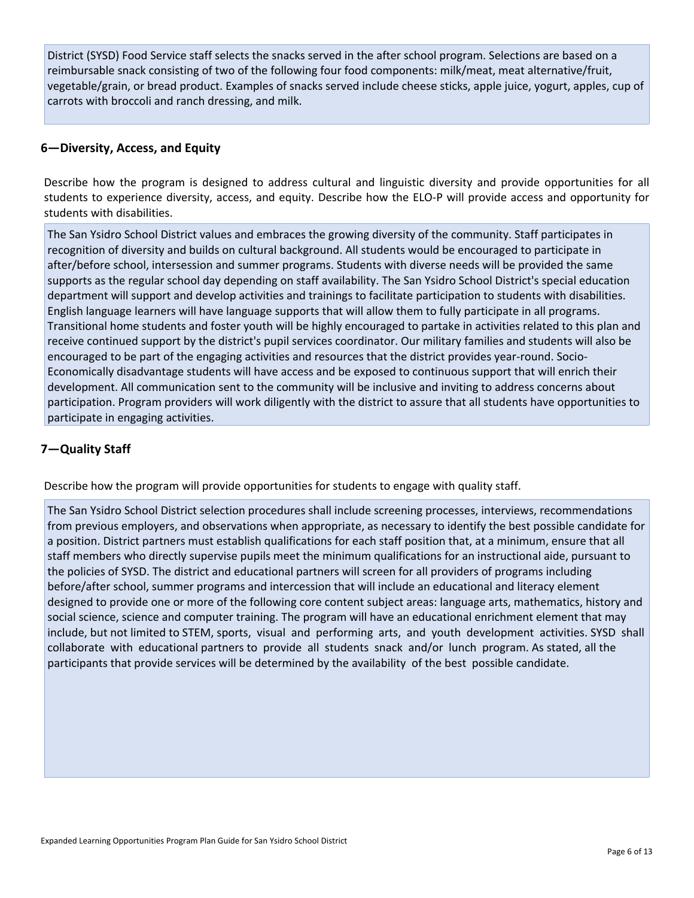District (SYSD) Food Service staff selects the snacks served in the after school program. Selections are based on a reimbursable snack consisting of two of the following four food components: milk/meat, meat alternative/fruit, vegetable/grain, or bread product. Examples of snacks served include cheese sticks, apple juice, yogurt, apples, cup of carrots with broccoli and ranch dressing, and milk.

## 6—Diversity, Access, and Equity

Describe how the program is designed to address cultural and linguistic diversity and provide opportunities for all students to experience diversity, access, and equity. Describe how the ELO-P will provide access and opportunity for students with disabilities.

The San Ysidro School District values and embraces the growing diversity of the community. Staff participates in recognition of diversity and builds on cultural background. All students would be encouraged to participate in after/before school, intersession and summer programs. Students with diverse needs will be provided the same supports as the regular school day depending on staff availability. The San Ysidro School District's special education department will support and develop activities and trainings to facilitate participation to students with disabilities. English language learners will have language supports that will allow them to fully participate in all programs. Transitional home students and foster youth will be highly encouraged to partake in activities related to this plan and receive continued support by the district's pupil services coordinator. Our military families and students will also be encouraged to be part of the engaging activities and resources that the district provides year-round. Socio-Economically disadvantage students will have access and be exposed to continuous support that will enrich their development. All communication sent to the community will be inclusive and inviting to address concerns about participation. Program providers will work diligently with the district to assure that all students have opportunities to participate in engaging activities.

## 7—Quality Staff

Describe how the program will provide opportunities for students to engage with quality staff.

The San Ysidro School District selection procedures shall include screening processes, interviews, recommendations from previous employers, and observations when appropriate, as necessary to identify the best possible candidate for a position. District partners must establish qualifications for each staff position that, at a minimum, ensure that all staff members who directly supervise pupils meet the minimum qualifications for an instructional aide, pursuant to the policies of SYSD. The district and educational partners will screen for all providers of programs including before/after school, summer programs and intercession that will include an educational and literacy element designed to provide one or more of the following core content subject areas: language arts, mathematics, history and social science, science and computer training. The program will have an educational enrichment element that may include, but not limited to STEM, sports, visual and performing arts, and youth development activities. SYSD shall collaborate with educational partners to provide all students snack and/or lunch program. As stated, all the participants that provide services will be determined by the availability of the best possible candidate.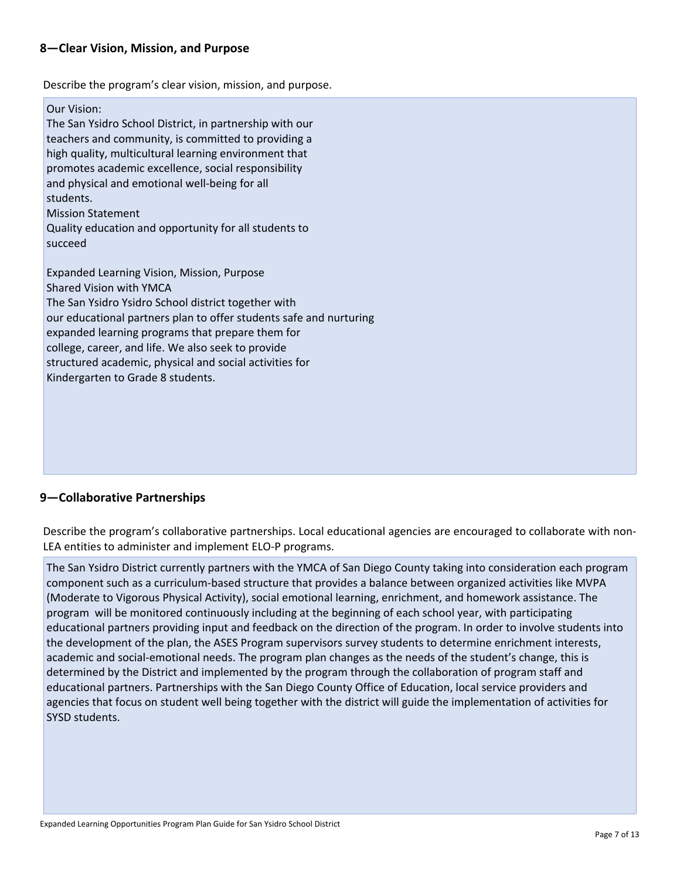## 8—Clear Vision, Mission, and Purpose

Describe the program's clear vision, mission, and purpose.

Our Vision:
The San Ysidro School District, in partnership with our teachers and community, is committed to providing a high quality, multicultural learning environment that promotes academic excellence, social responsibility and physical and emotional well-being for all students.
Mission Statement
Quality education and opportunity for all students to succeed

Expanded Learning Vision, Mission, Purpose
Shared Vision with YMCA
The San Ysidro Ysidro School district together with our educational partners plan to offer students safe and nurturing expanded learning programs that prepare them for college, career, and life. We also seek to provide structured academic, physical and social activities for Kindergarten to Grade 8 students.

## 9—Collaborative Partnerships

Describe the program's collaborative partnerships. Local educational agencies are encouraged to collaborate with non-LEA entities to administer and implement ELO-P programs.

The San Ysidro District currently partners with the YMCA of San Diego County taking into consideration each program component such as a curriculum-based structure that provides a balance between organized activities like MVPA (Moderate to Vigorous Physical Activity), social emotional learning, enrichment, and homework assistance. The program will be monitored continuously including at the beginning of each school year, with participating educational partners providing input and feedback on the direction of the program. In order to involve students into the development of the plan, the ASES Program supervisors survey students to determine enrichment interests, academic and social-emotional needs. The program plan changes as the needs of the student's change, this is determined by the District and implemented by the program through the collaboration of program staff and educational partners. Partnerships with the San Diego County Office of Education, local service providers and agencies that focus on student well being together with the district will guide the implementation of activities for SYSD students.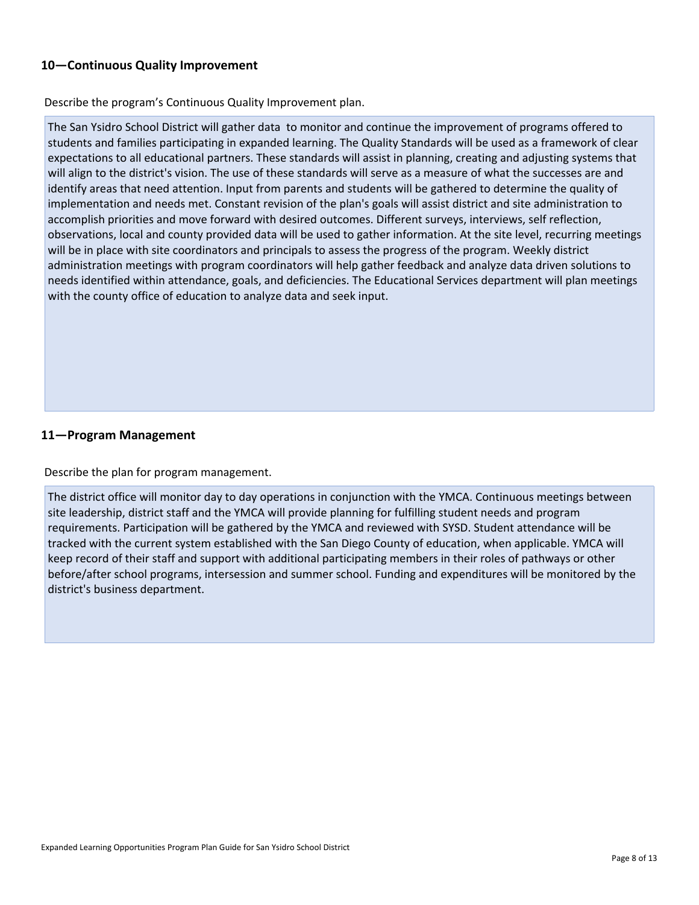## 10—Continuous Quality Improvement

Describe the program's Continuous Quality Improvement plan.

The San Ysidro School District will gather data to monitor and continue the improvement of programs offered to students and families participating in expanded learning. The Quality Standards will be used as a framework of clear expectations to all educational partners. These standards will assist in planning, creating and adjusting systems that will align to the district's vision. The use of these standards will serve as a measure of what the successes are and identify areas that need attention. Input from parents and students will be gathered to determine the quality of implementation and needs met. Constant revision of the plan's goals will assist district and site administration to accomplish priorities and move forward with desired outcomes. Different surveys, interviews, self reflection, observations, local and county provided data will be used to gather information. At the site level, recurring meetings will be in place with site coordinators and principals to assess the progress of the program. Weekly district administration meetings with program coordinators will help gather feedback and analyze data driven solutions to needs identified within attendance, goals, and deficiencies. The Educational Services department will plan meetings with the county office of education to analyze data and seek input.

## 11—Program Management

Describe the plan for program management.

The district office will monitor day to day operations in conjunction with the YMCA. Continuous meetings between site leadership, district staff and the YMCA will provide planning for fulfilling student needs and program requirements. Participation will be gathered by the YMCA and reviewed with SYSD. Student attendance will be tracked with the current system established with the San Diego County of education, when applicable. YMCA will keep record of their staff and support with additional participating members in their roles of pathways or other before/after school programs, intersession and summer school. Funding and expenditures will be monitored by the district's business department.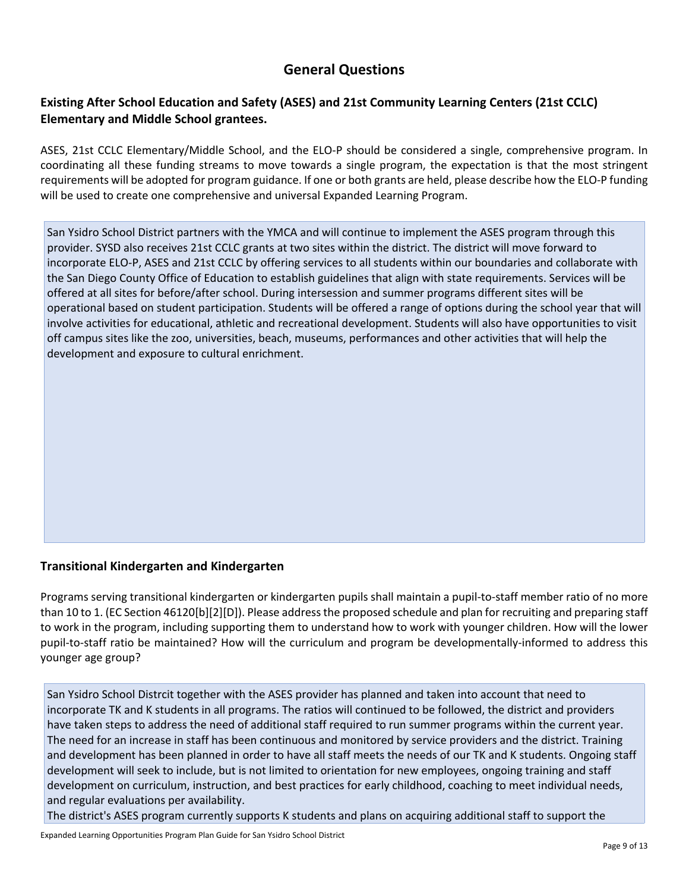## General Questions

### Existing After School Education and Safety (ASES) and 21st Community Learning Centers (21st CCLC) Elementary and Middle School grantees.

ASES, 21st CCLC Elementary/Middle School, and the ELO-P should be considered a single, comprehensive program. In coordinating all these funding streams to move towards a single program, the expectation is that the most stringent requirements will be adopted for program guidance. If one or both grants are held, please describe how the ELO-P funding will be used to create one comprehensive and universal Expanded Learning Program.

San Ysidro School District partners with the YMCA and will continue to implement the ASES program through this provider. SYSD also receives 21st CCLC grants at two sites within the district. The district will move forward to incorporate ELO-P, ASES and 21st CCLC by offering services to all students within our boundaries and collaborate with the San Diego County Office of Education to establish guidelines that align with state requirements. Services will be offered at all sites for before/after school. During intersession and summer programs different sites will be operational based on student participation. Students will be offered a range of options during the school year that will involve activities for educational, athletic and recreational development. Students will also have opportunities to visit off campus sites like the zoo, universities, beach, museums, performances and other activities that will help the development and exposure to cultural enrichment.

### Transitional Kindergarten and Kindergarten

Programs serving transitional kindergarten or kindergarten pupils shall maintain a pupil-to-staff member ratio of no more than 10 to 1. (EC Section 46120[b][2][D]). Please address the proposed schedule and plan for recruiting and preparing staff to work in the program, including supporting them to understand how to work with younger children. How will the lower pupil-to-staff ratio be maintained? How will the curriculum and program be developmentally-informed to address this younger age group?

San Ysidro School Distrcit together with the ASES provider has planned and taken into account that need to incorporate TK and K students in all programs. The ratios will continued to be followed, the district and providers have taken steps to address the need of additional staff required to run summer programs within the current year. The need for an increase in staff has been continuous and monitored by service providers and the district. Training and development has been planned in order to have all staff meets the needs of our TK and K students. Ongoing staff development will seek to include, but is not limited to orientation for new employees, ongoing training and staff development on curriculum, instruction, and best practices for early childhood, coaching to meet individual needs, and regular evaluations per availability.

The district's ASES program currently supports K students and plans on acquiring additional staff to support the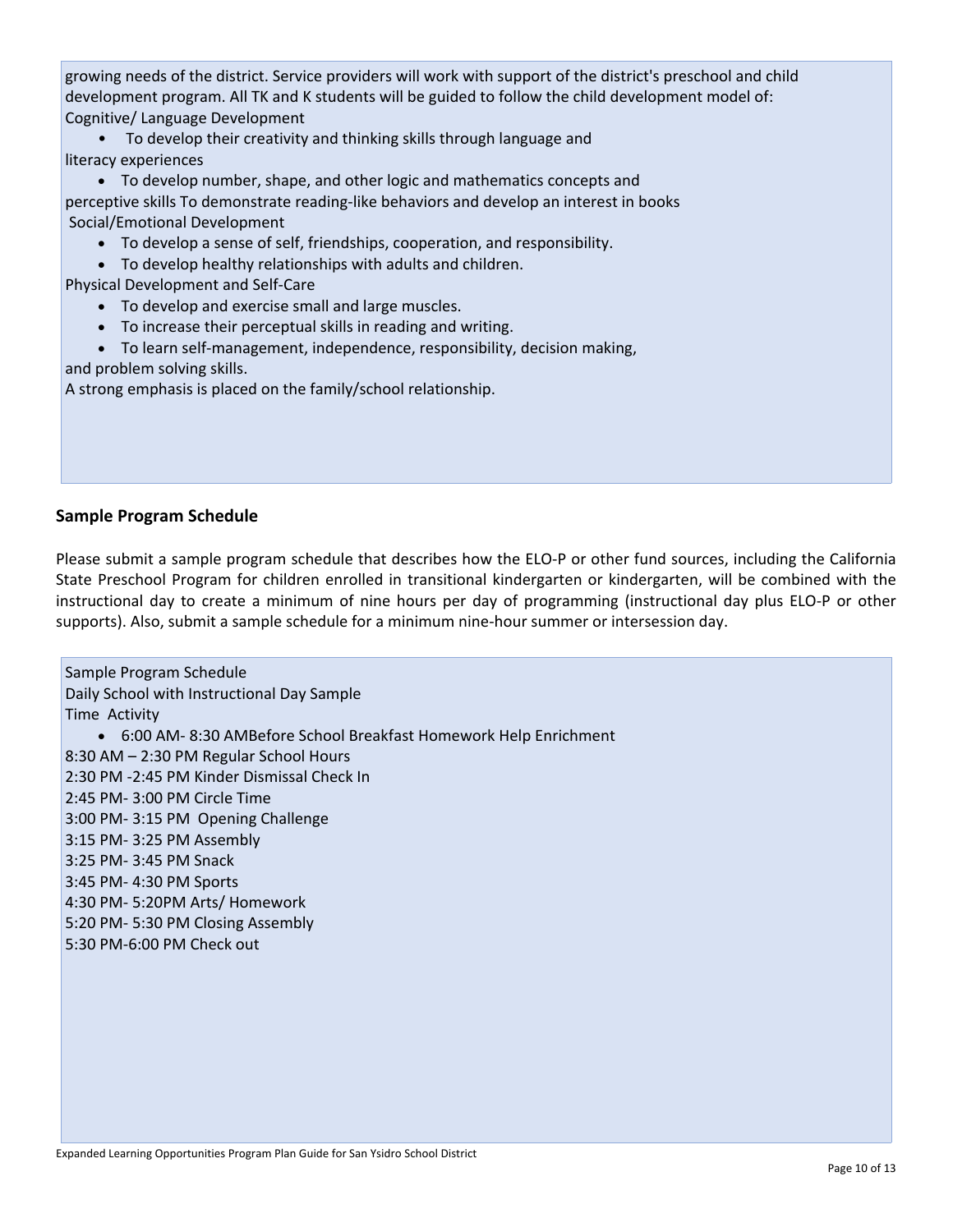growing needs of the district. Service providers will work with support of the district's preschool and child development program. All TK and K students will be guided to follow the child development model of:
Cognitive/ Language Development

- To develop their creativity and thinking skills through language and literacy experiences
- To develop number, shape, and other logic and mathematics concepts and perceptive skills To demonstrate reading-like behaviors and develop an interest in books

Social/Emotional Development

- To develop a sense of self, friendships, cooperation, and responsibility.
- To develop healthy relationships with adults and children.

Physical Development and Self-Care

- To develop and exercise small and large muscles.
- To increase their perceptual skills in reading and writing.
- To learn self-management, independence, responsibility, decision making, and problem solving skills.

A strong emphasis is placed on the family/school relationship.

### Sample Program Schedule

Please submit a sample program schedule that describes how the ELO-P or other fund sources, including the California State Preschool Program for children enrolled in transitional kindergarten or kindergarten, will be combined with the instructional day to create a minimum of nine hours per day of programming (instructional day plus ELO-P or other supports). Also, submit a sample schedule for a minimum nine-hour summer or intersession day.

Sample Program Schedule
Daily School with Instructional Day Sample
Time Activity

- 6:00 AM- 8:30 AMBefore School Breakfast Homework Help Enrichment

8:30 AM – 2:30 PM Regular School Hours
2:30 PM -2:45 PM Kinder Dismissal Check In
2:45 PM- 3:00 PM Circle Time
3:00 PM- 3:15 PM Opening Challenge
3:15 PM- 3:25 PM Assembly
3:25 PM- 3:45 PM Snack
3:45 PM- 4:30 PM Sports
4:30 PM- 5:20PM Arts/ Homework
5:20 PM- 5:30 PM Closing Assembly
5:30 PM-6:00 PM Check out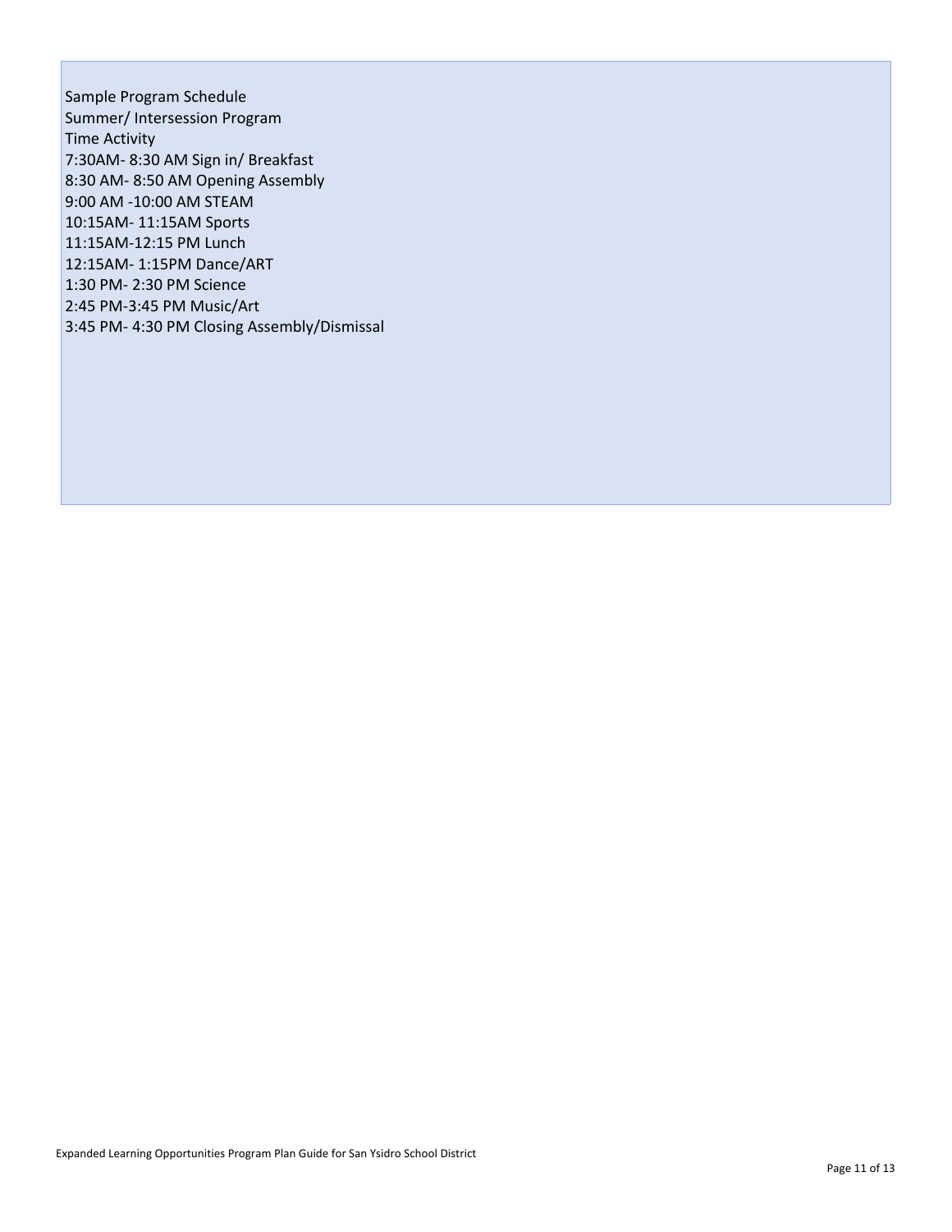Sample Program Schedule

Summer/ Intersession Program

| Time | Activity |
| --- | --- |
| 7:30AM- 8:30 AM | Sign in/ Breakfast |
| 8:30 AM- 8:50 AM | Opening Assembly |
| 9:00 AM -10:00 AM | STEAM |
| 10:15AM- 11:15AM | Sports |
| 11:15AM-12:15 PM | Lunch |
| 12:15AM- 1:15PM | Dance/ART |
| 1:30 PM- 2:30 PM | Science |
| 2:45 PM-3:45 PM | Music/Art |
| 3:45 PM- 4:30 PM | Closing Assembly/Dismissal |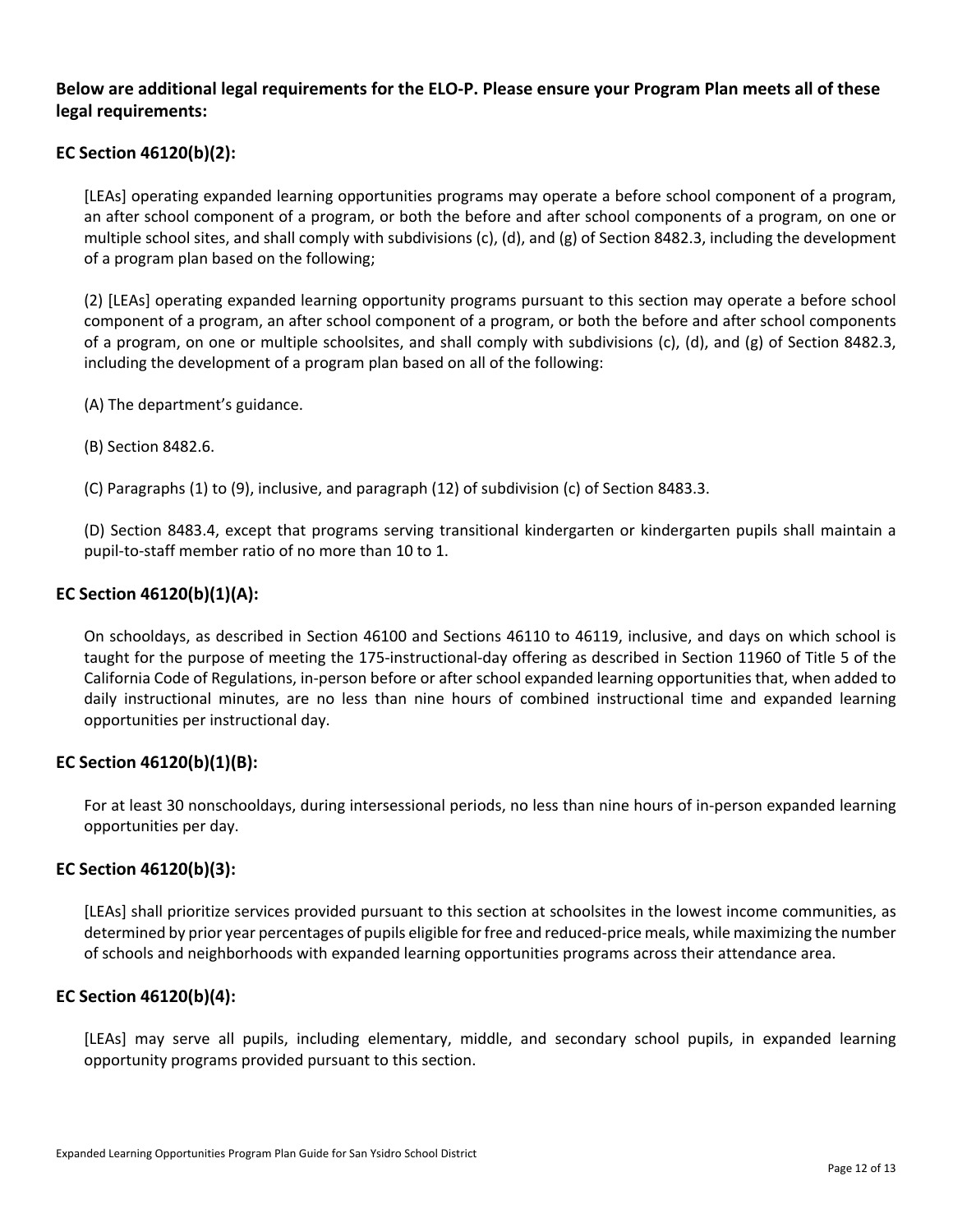**Below are additional legal requirements for the ELO-P. Please ensure your Program Plan meets all of these legal requirements:**

### EC Section 46120(b)(2):

[LEAs] operating expanded learning opportunities programs may operate a before school component of a program, an after school component of a program, or both the before and after school components of a program, on one or multiple school sites, and shall comply with subdivisions (c), (d), and (g) of Section 8482.3, including the development of a program plan based on the following;

(2) [LEAs] operating expanded learning opportunity programs pursuant to this section may operate a before school component of a program, an after school component of a program, or both the before and after school components of a program, on one or multiple schoolsites, and shall comply with subdivisions (c), (d), and (g) of Section 8482.3, including the development of a program plan based on all of the following:

(A) The department's guidance.

(B) Section 8482.6.

(C) Paragraphs (1) to (9), inclusive, and paragraph (12) of subdivision (c) of Section 8483.3.

(D) Section 8483.4, except that programs serving transitional kindergarten or kindergarten pupils shall maintain a pupil-to-staff member ratio of no more than 10 to 1.

### EC Section 46120(b)(1)(A):

On schooldays, as described in Section 46100 and Sections 46110 to 46119, inclusive, and days on which school is taught for the purpose of meeting the 175-instructional-day offering as described in Section 11960 of Title 5 of the California Code of Regulations, in-person before or after school expanded learning opportunities that, when added to daily instructional minutes, are no less than nine hours of combined instructional time and expanded learning opportunities per instructional day.

### EC Section 46120(b)(1)(B):

For at least 30 nonschooldays, during intersessional periods, no less than nine hours of in-person expanded learning opportunities per day.

### EC Section 46120(b)(3):

[LEAs] shall prioritize services provided pursuant to this section at schoolsites in the lowest income communities, as determined by prior year percentages of pupils eligible for free and reduced-price meals, while maximizing the number of schools and neighborhoods with expanded learning opportunities programs across their attendance area.

### EC Section 46120(b)(4):

[LEAs] may serve all pupils, including elementary, middle, and secondary school pupils, in expanded learning opportunity programs provided pursuant to this section.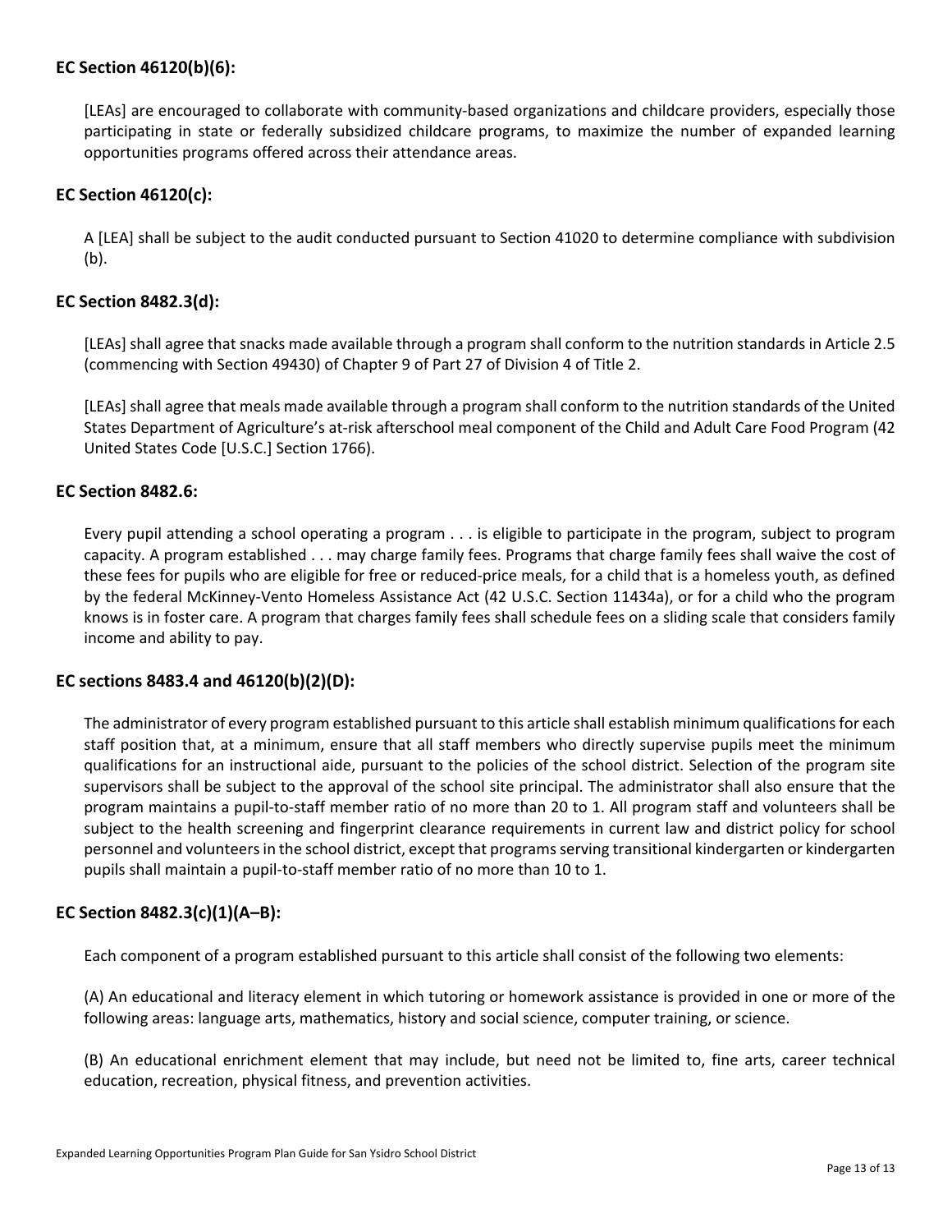### EC Section 46120(b)(6):

[LEAs] are encouraged to collaborate with community-based organizations and childcare providers, especially those participating in state or federally subsidized childcare programs, to maximize the number of expanded learning opportunities programs offered across their attendance areas.

### EC Section 46120(c):

A [LEA] shall be subject to the audit conducted pursuant to Section 41020 to determine compliance with subdivision (b).

### EC Section 8482.3(d):

[LEAs] shall agree that snacks made available through a program shall conform to the nutrition standards in Article 2.5 (commencing with Section 49430) of Chapter 9 of Part 27 of Division 4 of Title 2.

[LEAs] shall agree that meals made available through a program shall conform to the nutrition standards of the United States Department of Agriculture's at-risk afterschool meal component of the Child and Adult Care Food Program (42 United States Code [U.S.C.] Section 1766).

### EC Section 8482.6:

Every pupil attending a school operating a program . . . is eligible to participate in the program, subject to program capacity. A program established . . . may charge family fees. Programs that charge family fees shall waive the cost of these fees for pupils who are eligible for free or reduced-price meals, for a child that is a homeless youth, as defined by the federal McKinney-Vento Homeless Assistance Act (42 U.S.C. Section 11434a), or for a child who the program knows is in foster care. A program that charges family fees shall schedule fees on a sliding scale that considers family income and ability to pay.

### EC sections 8483.4 and 46120(b)(2)(D):

The administrator of every program established pursuant to this article shall establish minimum qualifications for each staff position that, at a minimum, ensure that all staff members who directly supervise pupils meet the minimum qualifications for an instructional aide, pursuant to the policies of the school district. Selection of the program site supervisors shall be subject to the approval of the school site principal. The administrator shall also ensure that the program maintains a pupil-to-staff member ratio of no more than 20 to 1. All program staff and volunteers shall be subject to the health screening and fingerprint clearance requirements in current law and district policy for school personnel and volunteers in the school district, except that programs serving transitional kindergarten or kindergarten pupils shall maintain a pupil-to-staff member ratio of no more than 10 to 1.

### EC Section 8482.3(c)(1)(A–B):

Each component of a program established pursuant to this article shall consist of the following two elements:

(A) An educational and literacy element in which tutoring or homework assistance is provided in one or more of the following areas: language arts, mathematics, history and social science, computer training, or science.

(B) An educational enrichment element that may include, but need not be limited to, fine arts, career technical education, recreation, physical fitness, and prevention activities.